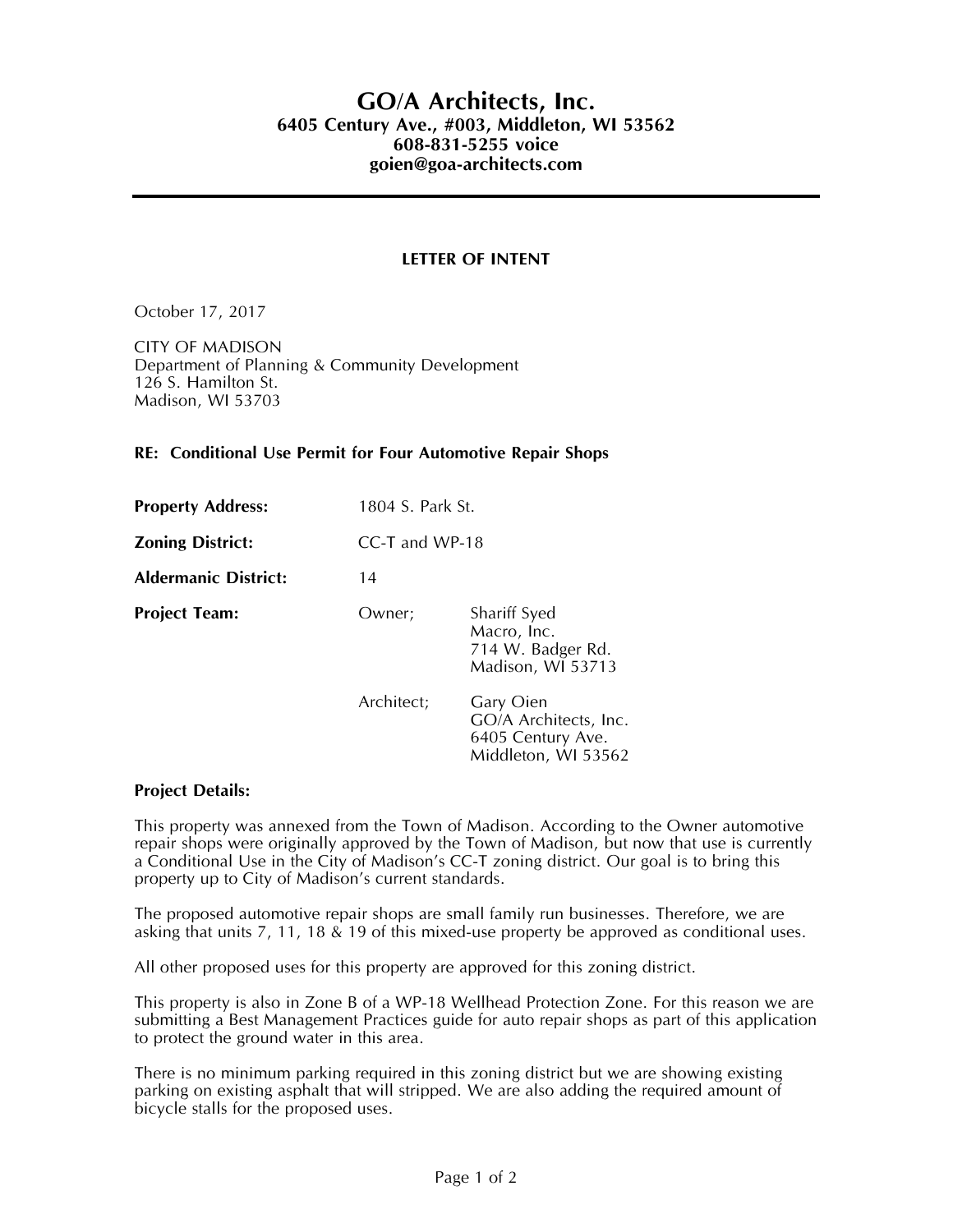# GO/A Architects, Inc.

**6405 Century Ave., #003, Middleton, WI 53562**
**608-831-5255 voice**
**goien@goa-architects.com**

---

**LETTER OF INTENT**

October 17, 2017

CITY OF MADISON
Department of Planning & Community Development
126 S. Hamilton St.
Madison, WI 53703

**RE: Conditional Use Permit for Four Automotive Repair Shops**

**Property Address:** 1804 S. Park St.

**Zoning District:** CC-T and WP-18

**Aldermanic District:** 14

**Project Team:**

Owner; Shariff Syed
Macro, Inc.
714 W. Badger Rd.
Madison, WI 53713

Architect; Gary Oien
GO/A Architects, Inc.
6405 Century Ave.
Middleton, WI 53562

**Project Details:**

This property was annexed from the Town of Madison. According to the Owner automotive repair shops were originally approved by the Town of Madison, but now that use is currently a Conditional Use in the City of Madison's CC-T zoning district. Our goal is to bring this property up to City of Madison's current standards.

The proposed automotive repair shops are small family run businesses. Therefore, we are asking that units 7, 11, 18 & 19 of this mixed-use property be approved as conditional uses.

All other proposed uses for this property are approved for this zoning district.

This property is also in Zone B of a WP-18 Wellhead Protection Zone. For this reason we are submitting a Best Management Practices guide for auto repair shops as part of this application to protect the ground water in this area.

There is no minimum parking required in this zoning district but we are showing existing parking on existing asphalt that will stripped. We are also adding the required amount of bicycle stalls for the proposed uses.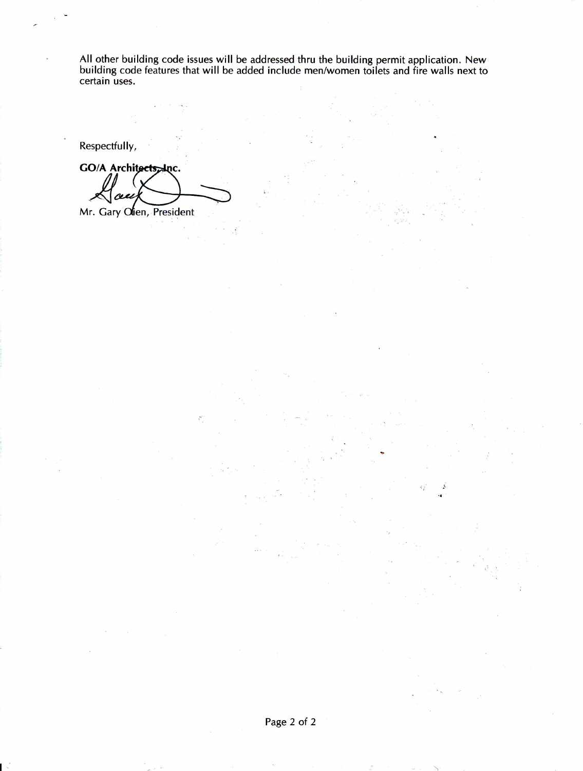All other building code issues will be addressed thru the building permit application. New building code features that will be added include men/women toilets and fire walls next to certain uses.

Respectfully,

**GO/A Architects, Inc.**

Mr. Gary Olen, President